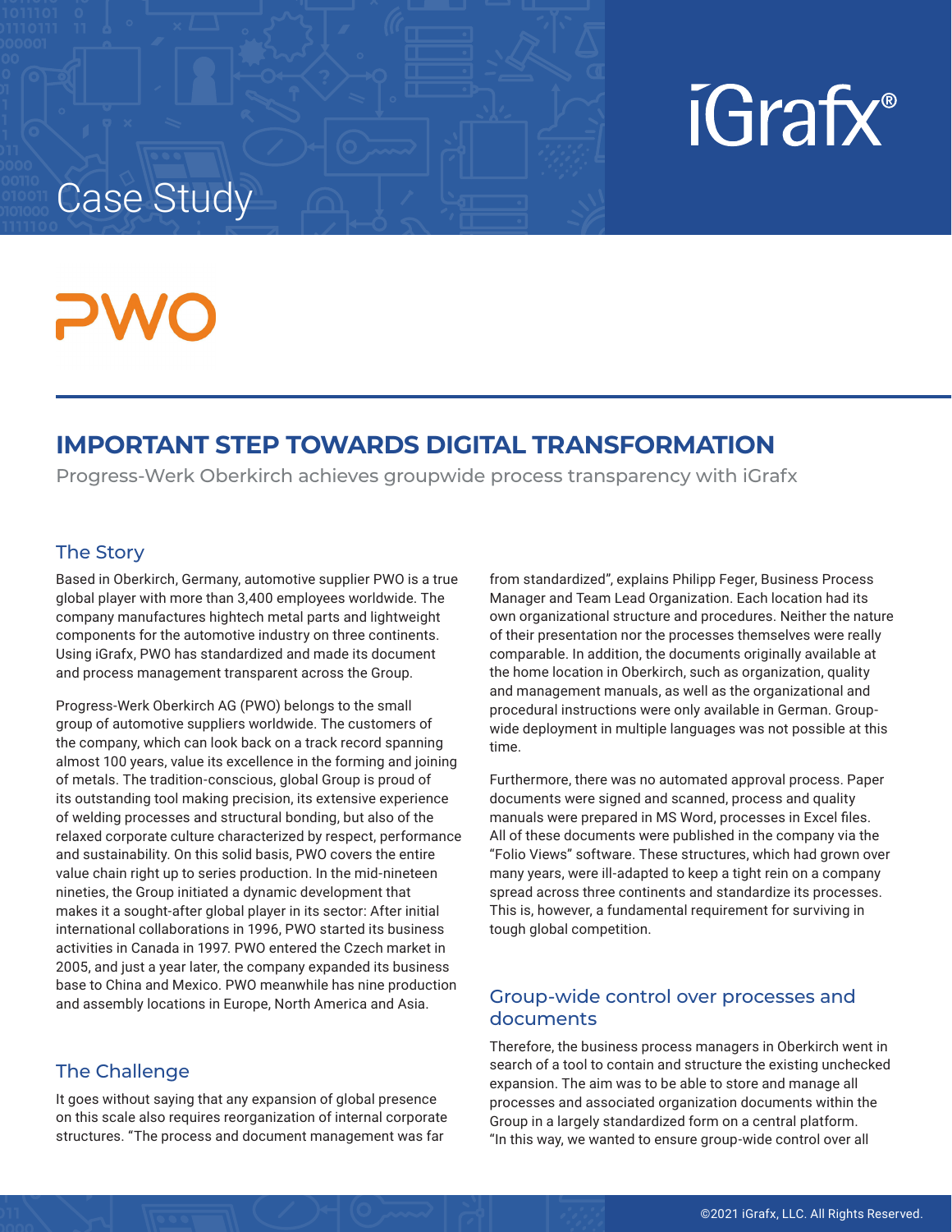Case Study

iGrafx®

PWO

# IMPORTANT STEP TOWARDS DIGITAL TRANSFORMATION

Progress-Werk Oberkirch achieves groupwide process transparency with iGrafx

## The Story

Based in Oberkirch, Germany, automotive supplier PWO is a true global player with more than 3,400 employees worldwide. The company manufactures hightech metal parts and lightweight components for the automotive industry on three continents. Using iGrafx, PWO has standardized and made its document and process management transparent across the Group.

Progress-Werk Oberkirch AG (PWO) belongs to the small group of automotive suppliers worldwide. The customers of the company, which can look back on a track record spanning almost 100 years, value its excellence in the forming and joining of metals. The tradition-conscious, global Group is proud of its outstanding tool making precision, its extensive experience of welding processes and structural bonding, but also of the relaxed corporate culture characterized by respect, performance and sustainability. On this solid basis, PWO covers the entire value chain right up to series production. In the mid-nineteen nineties, the Group initiated a dynamic development that makes it a sought-after global player in its sector: After initial international collaborations in 1996, PWO started its business activities in Canada in 1997. PWO entered the Czech market in 2005, and just a year later, the company expanded its business base to China and Mexico. PWO meanwhile has nine production and assembly locations in Europe, North America and Asia.

## The Challenge

It goes without saying that any expansion of global presence on this scale also requires reorganization of internal corporate structures. "The process and document management was far from standardized", explains Philipp Feger, Business Process Manager and Team Lead Organization. Each location had its own organizational structure and procedures. Neither the nature of their presentation nor the processes themselves were really comparable. In addition, the documents originally available at the home location in Oberkirch, such as organization, quality and management manuals, as well as the organizational and procedural instructions were only available in German. Group-wide deployment in multiple languages was not possible at this time.

Furthermore, there was no automated approval process. Paper documents were signed and scanned, process and quality manuals were prepared in MS Word, processes in Excel files. All of these documents were published in the company via the "Folio Views" software. These structures, which had grown over many years, were ill-adapted to keep a tight rein on a company spread across three continents and standardize its processes. This is, however, a fundamental requirement for surviving in tough global competition.

## Group-wide control over processes and documents

Therefore, the business process managers in Oberkirch went in search of a tool to contain and structure the existing unchecked expansion. The aim was to be able to store and manage all processes and associated organization documents within the Group in a largely standardized form on a central platform. "In this way, we wanted to ensure group-wide control over all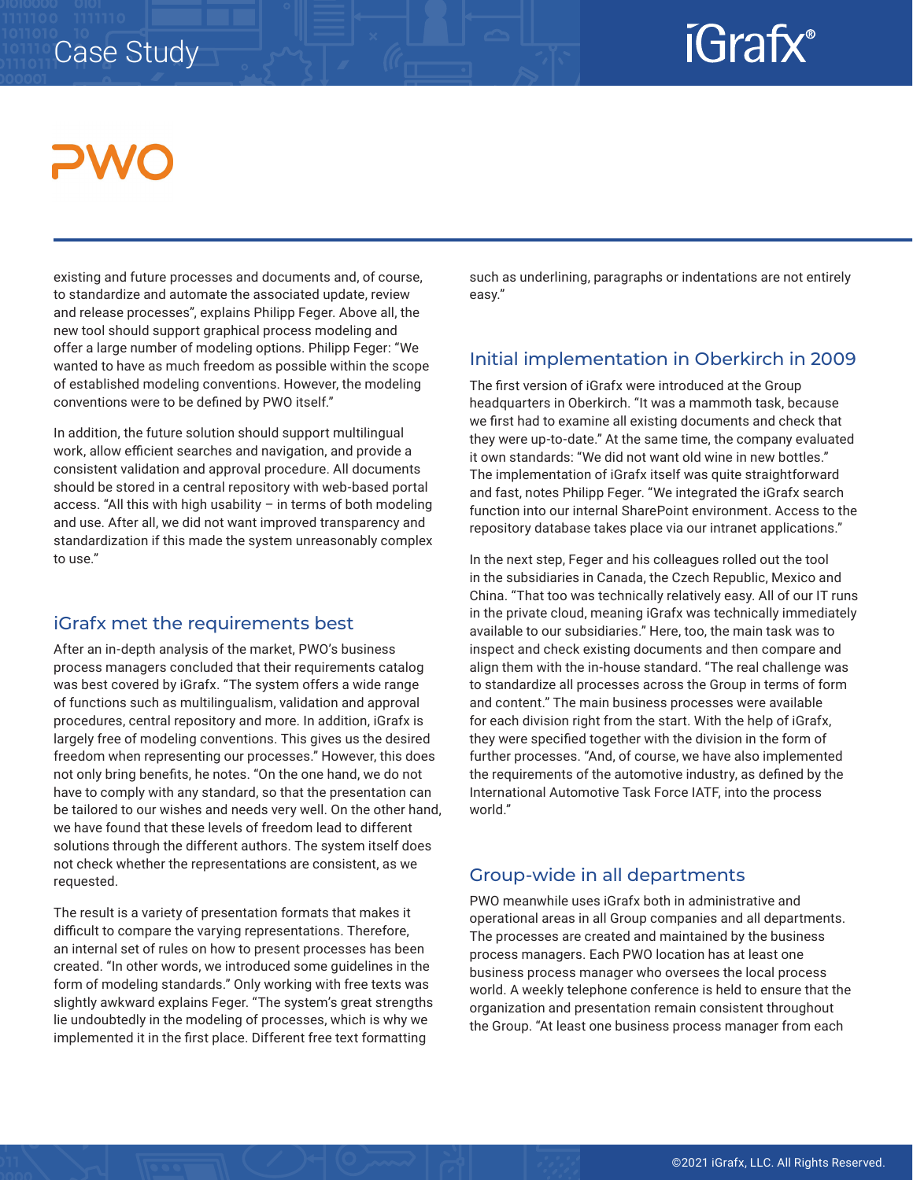existing and future processes and documents and, of course, to standardize and automate the associated update, review and release processes", explains Philipp Feger. Above all, the new tool should support graphical process modeling and offer a large number of modeling options. Philipp Feger: "We wanted to have as much freedom as possible within the scope of established modeling conventions. However, the modeling conventions were to be defined by PWO itself."

In addition, the future solution should support multilingual work, allow efficient searches and navigation, and provide a consistent validation and approval procedure. All documents should be stored in a central repository with web-based portal access. "All this with high usability – in terms of both modeling and use. After all, we did not want improved transparency and standardization if this made the system unreasonably complex to use."

## iGrafx met the requirements best

After an in-depth analysis of the market, PWO's business process managers concluded that their requirements catalog was best covered by iGrafx. "The system offers a wide range of functions such as multilingualism, validation and approval procedures, central repository and more. In addition, iGrafx is largely free of modeling conventions. This gives us the desired freedom when representing our processes." However, this does not only bring benefits, he notes. "On the one hand, we do not have to comply with any standard, so that the presentation can be tailored to our wishes and needs very well. On the other hand, we have found that these levels of freedom lead to different solutions through the different authors. The system itself does not check whether the representations are consistent, as we requested.

The result is a variety of presentation formats that makes it difficult to compare the varying representations. Therefore, an internal set of rules on how to present processes has been created. "In other words, we introduced some guidelines in the form of modeling standards." Only working with free texts was slightly awkward explains Feger. "The system's great strengths lie undoubtedly in the modeling of processes, which is why we implemented it in the first place. Different free text formatting such as underlining, paragraphs or indentations are not entirely easy."

## Initial implementation in Oberkirch in 2009

The first version of iGrafx were introduced at the Group headquarters in Oberkirch. "It was a mammoth task, because we first had to examine all existing documents and check that they were up-to-date." At the same time, the company evaluated it own standards: "We did not want old wine in new bottles." The implementation of iGrafx itself was quite straightforward and fast, notes Philipp Feger. "We integrated the iGrafx search function into our internal SharePoint environment. Access to the repository database takes place via our intranet applications."

In the next step, Feger and his colleagues rolled out the tool in the subsidiaries in Canada, the Czech Republic, Mexico and China. "That too was technically relatively easy. All of our IT runs in the private cloud, meaning iGrafx was technically immediately available to our subsidiaries." Here, too, the main task was to inspect and check existing documents and then compare and align them with the in-house standard. "The real challenge was to standardize all processes across the Group in terms of form and content." The main business processes were available for each division right from the start. With the help of iGrafx, they were specified together with the division in the form of further processes. "And, of course, we have also implemented the requirements of the automotive industry, as defined by the International Automotive Task Force IATF, into the process world."

## Group-wide in all departments

PWO meanwhile uses iGrafx both in administrative and operational areas in all Group companies and all departments. The processes are created and maintained by the business process managers. Each PWO location has at least one business process manager who oversees the local process world. A weekly telephone conference is held to ensure that the organization and presentation remain consistent throughout the Group. "At least one business process manager from each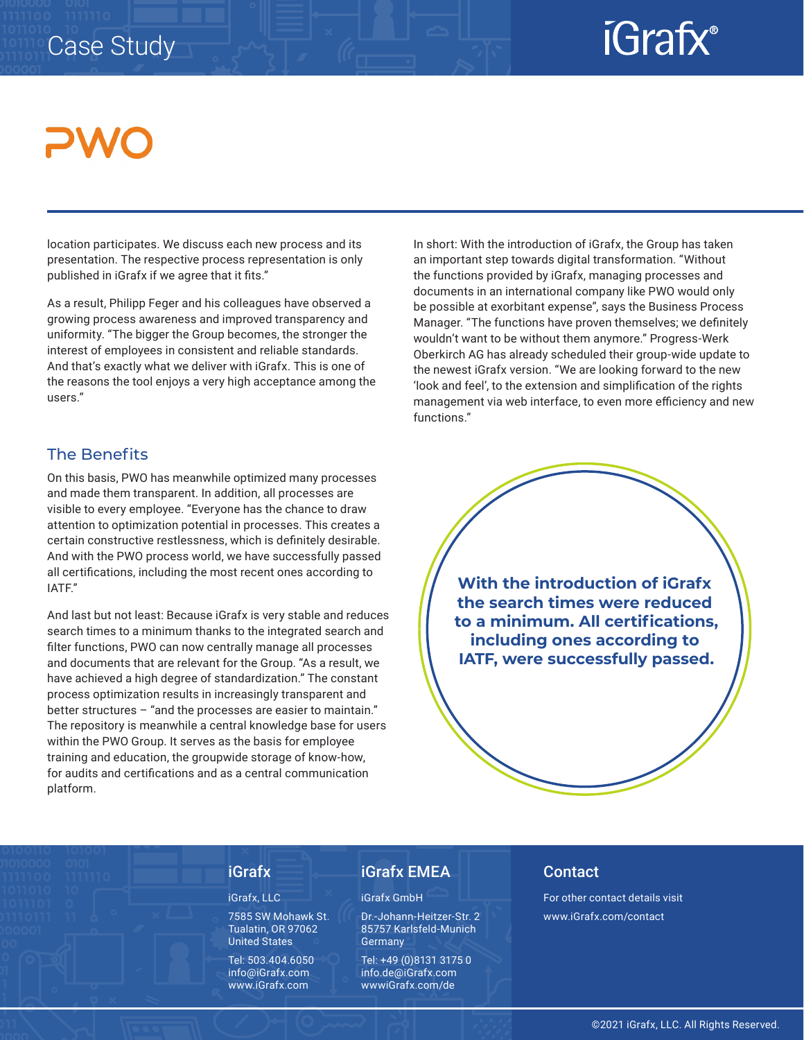# PWO

location participates. We discuss each new process and its presentation. The respective process representation is only published in iGrafx if we agree that it fits."

As a result, Philipp Feger and his colleagues have observed a growing process awareness and improved transparency and uniformity. "The bigger the Group becomes, the stronger the interest of employees in consistent and reliable standards. And that's exactly what we deliver with iGrafx. This is one of the reasons the tool enjoys a very high acceptance among the users."

## The Benefits

On this basis, PWO has meanwhile optimized many processes and made them transparent. In addition, all processes are visible to every employee. "Everyone has the chance to draw attention to optimization potential in processes. This creates a certain constructive restlessness, which is definitely desirable. And with the PWO process world, we have successfully passed all certifications, including the most recent ones according to IATF."

And last but not least: Because iGrafx is very stable and reduces search times to a minimum thanks to the integrated search and filter functions, PWO can now centrally manage all processes and documents that are relevant for the Group. "As a result, we have achieved a high degree of standardization." The constant process optimization results in increasingly transparent and better structures – "and the processes are easier to maintain." The repository is meanwhile a central knowledge base for users within the PWO Group. It serves as the basis for employee training and education, the groupwide storage of know-how, for audits and certifications and as a central communication platform.

In short: With the introduction of iGrafx, the Group has taken an important step towards digital transformation. "Without the functions provided by iGrafx, managing processes and documents in an international company like PWO would only be possible at exorbitant expense", says the Business Process Manager. "The functions have proven themselves; we definitely wouldn't want to be without them anymore." Progress-Werk Oberkirch AG has already scheduled their group-wide update to the newest iGrafx version. "We are looking forward to the new 'look and feel', to the extension and simplification of the rights management via web interface, to even more efficiency and new functions."

**With the introduction of iGrafx the search times were reduced to a minimum. All certifications, including ones according to IATF, were successfully passed.**

### iGrafx

iGrafx, LLC

7585 SW Mohawk St.
Tualatin, OR 97062
United States

Tel: 503.404.6050
info@iGrafx.com
www.iGrafx.com

### iGrafx EMEA

iGrafx GmbH

Dr.-Johann-Heitzer-Str. 2
85757 Karlsfeld-Munich
Germany

Tel: +49 (0)8131 3175 0
info.de@iGrafx.com
wwwiGrafx.com/de

### Contact

For other contact details visit
www.iGrafx.com/contact

©2021 iGrafx, LLC. All Rights Reserved.